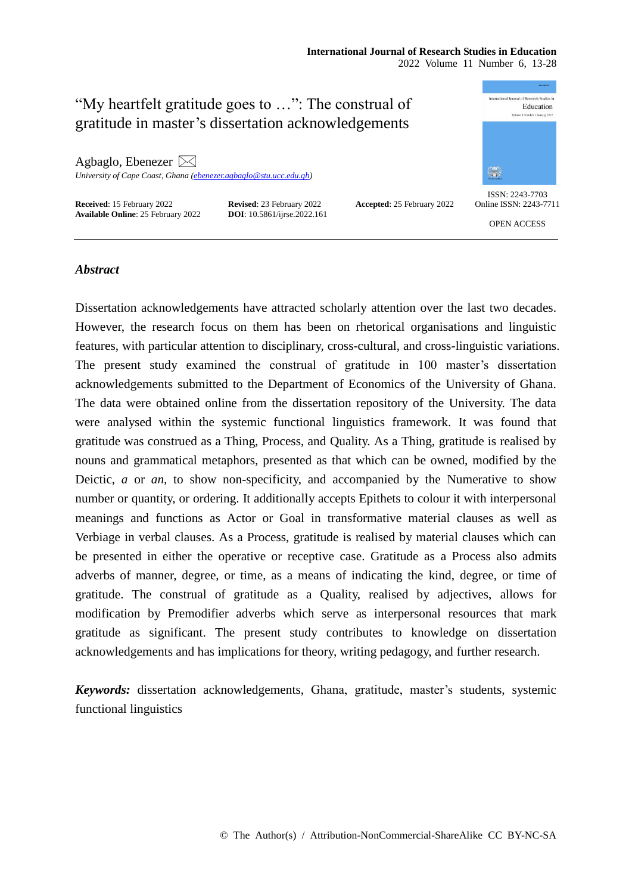# "My heartfelt gratitude goes to …": The construal of gratitude in master's dissertation acknowledgements

Agbaglo, Ebenezer

*University of Cape Coast, Ghana (ebenezer.agbaglo@stu.ucc.edu.gh)*

**Received**: 15 February 2022 **Revised**: 23 February 2022 **Accepted**: 25 February 2022
**Available Online**: 25 February 2022 **DOI**: 10.5861/ijrse.2022.161

ISSN: 2243-7703
Online ISSN: 2243-7711

OPEN ACCESS

## *Abstract*

Dissertation acknowledgements have attracted scholarly attention over the last two decades. However, the research focus on them has been on rhetorical organisations and linguistic features, with particular attention to disciplinary, cross-cultural, and cross-linguistic variations. The present study examined the construal of gratitude in 100 master's dissertation acknowledgements submitted to the Department of Economics of the University of Ghana. The data were obtained online from the dissertation repository of the University. The data were analysed within the systemic functional linguistics framework. It was found that gratitude was construed as a Thing, Process, and Quality. As a Thing, gratitude is realised by nouns and grammatical metaphors, presented as that which can be owned, modified by the Deictic, *a* or *an*, to show non-specificity, and accompanied by the Numerative to show number or quantity, or ordering. It additionally accepts Epithets to colour it with interpersonal meanings and functions as Actor or Goal in transformative material clauses as well as Verbiage in verbal clauses. As a Process, gratitude is realised by material clauses which can be presented in either the operative or receptive case. Gratitude as a Process also admits adverbs of manner, degree, or time, as a means of indicating the kind, degree, or time of gratitude. The construal of gratitude as a Quality, realised by adjectives, allows for modification by Premodifier adverbs which serve as interpersonal resources that mark gratitude as significant. The present study contributes to knowledge on dissertation acknowledgements and has implications for theory, writing pedagogy, and further research.

***Keywords:*** dissertation acknowledgements, Ghana, gratitude, master's students, systemic functional linguistics

© The Author(s) / Attribution-NonCommercial-ShareAlike CC BY-NC-SA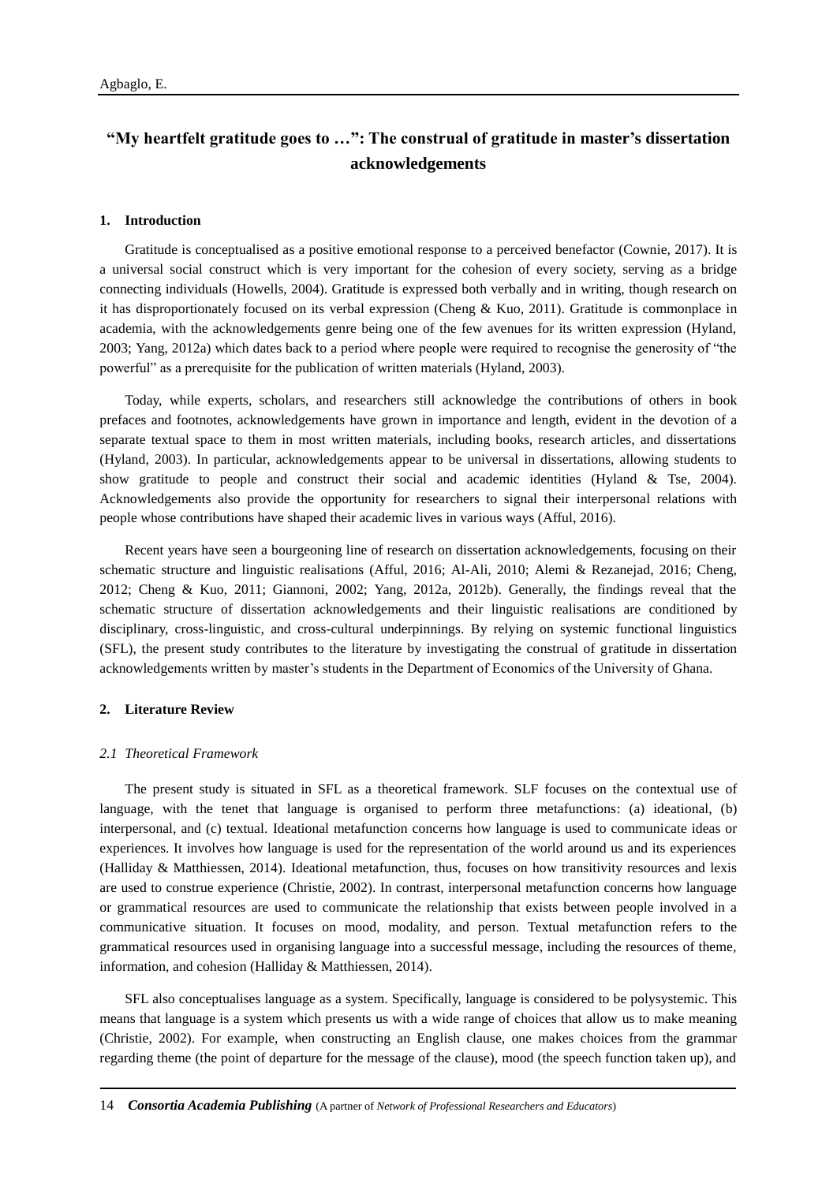# "My heartfelt gratitude goes to …": The construal of gratitude in master's dissertation acknowledgements

## 1. Introduction

Gratitude is conceptualised as a positive emotional response to a perceived benefactor (Cownie, 2017). It is a universal social construct which is very important for the cohesion of every society, serving as a bridge connecting individuals (Howells, 2004). Gratitude is expressed both verbally and in writing, though research on it has disproportionately focused on its verbal expression (Cheng & Kuo, 2011). Gratitude is commonplace in academia, with the acknowledgements genre being one of the few avenues for its written expression (Hyland, 2003; Yang, 2012a) which dates back to a period where people were required to recognise the generosity of "the powerful" as a prerequisite for the publication of written materials (Hyland, 2003).

Today, while experts, scholars, and researchers still acknowledge the contributions of others in book prefaces and footnotes, acknowledgements have grown in importance and length, evident in the devotion of a separate textual space to them in most written materials, including books, research articles, and dissertations (Hyland, 2003). In particular, acknowledgements appear to be universal in dissertations, allowing students to show gratitude to people and construct their social and academic identities (Hyland & Tse, 2004). Acknowledgements also provide the opportunity for researchers to signal their interpersonal relations with people whose contributions have shaped their academic lives in various ways (Afful, 2016).

Recent years have seen a bourgeoning line of research on dissertation acknowledgements, focusing on their schematic structure and linguistic realisations (Afful, 2016; Al-Ali, 2010; Alemi & Rezanejad, 2016; Cheng, 2012; Cheng & Kuo, 2011; Giannoni, 2002; Yang, 2012a, 2012b). Generally, the findings reveal that the schematic structure of dissertation acknowledgements and their linguistic realisations are conditioned by disciplinary, cross-linguistic, and cross-cultural underpinnings. By relying on systemic functional linguistics (SFL), the present study contributes to the literature by investigating the construal of gratitude in dissertation acknowledgements written by master's students in the Department of Economics of the University of Ghana.

## 2. Literature Review

### 2.1 Theoretical Framework

The present study is situated in SFL as a theoretical framework. SLF focuses on the contextual use of language, with the tenet that language is organised to perform three metafunctions: (a) ideational, (b) interpersonal, and (c) textual. Ideational metafunction concerns how language is used to communicate ideas or experiences. It involves how language is used for the representation of the world around us and its experiences (Halliday & Matthiessen, 2014). Ideational metafunction, thus, focuses on how transitivity resources and lexis are used to construe experience (Christie, 2002). In contrast, interpersonal metafunction concerns how language or grammatical resources are used to communicate the relationship that exists between people involved in a communicative situation. It focuses on mood, modality, and person. Textual metafunction refers to the grammatical resources used in organising language into a successful message, including the resources of theme, information, and cohesion (Halliday & Matthiessen, 2014).

SFL also conceptualises language as a system. Specifically, language is considered to be polysystemic. This means that language is a system which presents us with a wide range of choices that allow us to make meaning (Christie, 2002). For example, when constructing an English clause, one makes choices from the grammar regarding theme (the point of departure for the message of the clause), mood (the speech function taken up), and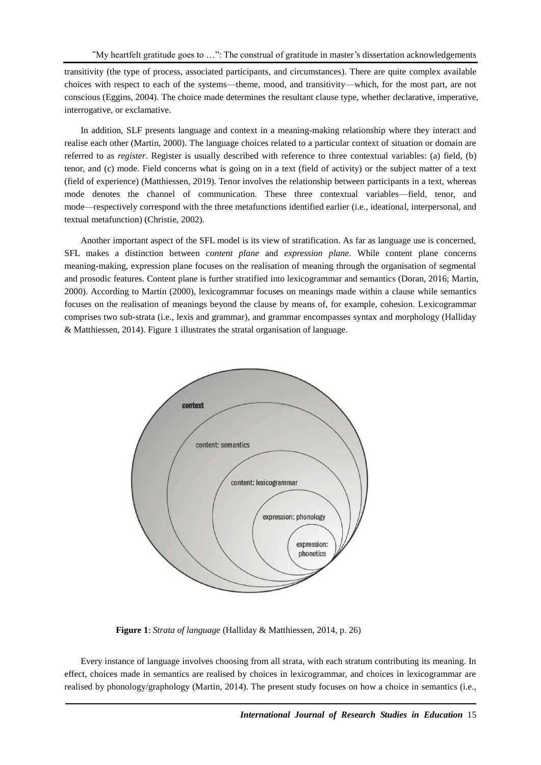transitivity (the type of process, associated participants, and circumstances). There are quite complex available choices with respect to each of the systems—theme, mood, and transitivity—which, for the most part, are not conscious (Eggins, 2004). The choice made determines the resultant clause type, whether declarative, imperative, interrogative, or exclamative.

In addition, SLF presents language and context in a meaning-making relationship where they interact and realise each other (Martin, 2000). The language choices related to a particular context of situation or domain are referred to as *register*. Register is usually described with reference to three contextual variables: (a) field, (b) tenor, and (c) mode. Field concerns what is going on in a text (field of activity) or the subject matter of a text (field of experience) (Matthiessen, 2019). Tenor involves the relationship between participants in a text, whereas mode denotes the channel of communication. These three contextual variables—field, tenor, and mode—respectively correspond with the three metafunctions identified earlier (i.e., ideational, interpersonal, and textual metafunction) (Christie, 2002).

Another important aspect of the SFL model is its view of stratification. As far as language use is concerned, SFL makes a distinction between *content plane* and *expression plane*. While content plane concerns meaning-making, expression plane focuses on the realisation of meaning through the organisation of segmental and prosodic features. Content plane is further stratified into lexicogrammar and semantics (Doran, 2016; Martin, 2000). According to Martin (2000), lexicogrammar focuses on meanings made within a clause while semantics focuses on the realisation of meanings beyond the clause by means of, for example, cohesion. Lexicogrammar comprises two sub-strata (i.e., lexis and grammar), and grammar encompasses syntax and morphology (Halliday & Matthiessen, 2014). Figure 1 illustrates the stratal organisation of language.

context

content: semantics

content: lexicogrammar

expression: phonology

expression: phonetics

**Figure 1**: *Strata of language* (Halliday & Matthiessen, 2014, p. 26)

Every instance of language involves choosing from all strata, with each stratum contributing its meaning. In effect, choices made in semantics are realised by choices in lexicogrammar, and choices in lexicogrammar are realised by phonology/graphology (Martin, 2014). The present study focuses on how a choice in semantics (i.e.,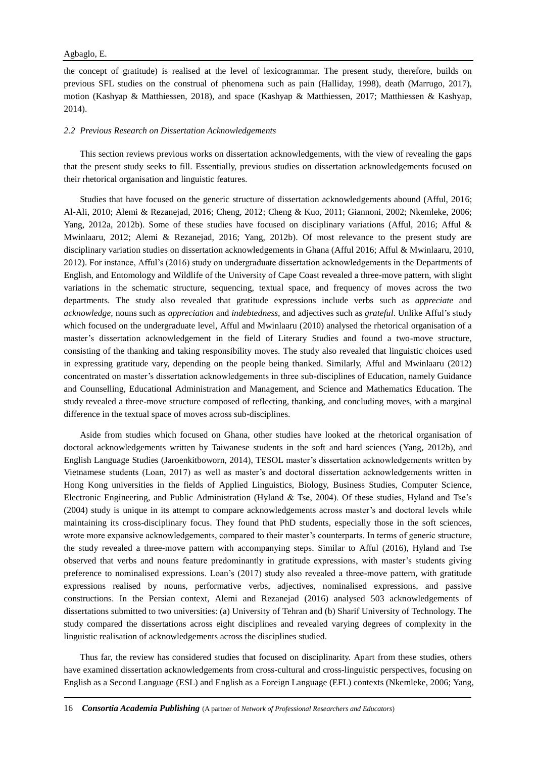the concept of gratitude) is realised at the level of lexicogrammar. The present study, therefore, builds on previous SFL studies on the construal of phenomena such as pain (Halliday, 1998), death (Marrugo, 2017), motion (Kashyap & Matthiessen, 2018), and space (Kashyap & Matthiessen, 2017; Matthiessen & Kashyap, 2014).

### *2.2 Previous Research on Dissertation Acknowledgements*

This section reviews previous works on dissertation acknowledgements, with the view of revealing the gaps that the present study seeks to fill. Essentially, previous studies on dissertation acknowledgements focused on their rhetorical organisation and linguistic features.

Studies that have focused on the generic structure of dissertation acknowledgements abound (Afful, 2016; Al-Ali, 2010; Alemi & Rezanejad, 2016; Cheng, 2012; Cheng & Kuo, 2011; Giannoni, 2002; Nkemleke, 2006; Yang, 2012a, 2012b). Some of these studies have focused on disciplinary variations (Afful, 2016; Afful & Mwinlaaru, 2012; Alemi & Rezanejad, 2016; Yang, 2012b). Of most relevance to the present study are disciplinary variation studies on dissertation acknowledgements in Ghana (Afful 2016; Afful & Mwinlaaru, 2010, 2012). For instance, Afful's (2016) study on undergraduate dissertation acknowledgements in the Departments of English, and Entomology and Wildlife of the University of Cape Coast revealed a three-move pattern, with slight variations in the schematic structure, sequencing, textual space, and frequency of moves across the two departments. The study also revealed that gratitude expressions include verbs such as *appreciate* and *acknowledge,* nouns such as *appreciation* and *indebtedness,* and adjectives such as *grateful*. Unlike Afful's study which focused on the undergraduate level, Afful and Mwinlaaru (2010) analysed the rhetorical organisation of a master's dissertation acknowledgement in the field of Literary Studies and found a two-move structure, consisting of the thanking and taking responsibility moves. The study also revealed that linguistic choices used in expressing gratitude vary, depending on the people being thanked. Similarly, Afful and Mwinlaaru (2012) concentrated on master's dissertation acknowledgements in three sub-disciplines of Education, namely Guidance and Counselling, Educational Administration and Management, and Science and Mathematics Education. The study revealed a three-move structure composed of reflecting, thanking, and concluding moves, with a marginal difference in the textual space of moves across sub-disciplines.

Aside from studies which focused on Ghana, other studies have looked at the rhetorical organisation of doctoral acknowledgements written by Taiwanese students in the soft and hard sciences (Yang, 2012b), and English Language Studies (Jaroenkitboworn, 2014), TESOL master's dissertation acknowledgements written by Vietnamese students (Loan, 2017) as well as master's and doctoral dissertation acknowledgements written in Hong Kong universities in the fields of Applied Linguistics, Biology, Business Studies, Computer Science, Electronic Engineering, and Public Administration (Hyland & Tse, 2004). Of these studies, Hyland and Tse's (2004) study is unique in its attempt to compare acknowledgements across master's and doctoral levels while maintaining its cross-disciplinary focus. They found that PhD students, especially those in the soft sciences, wrote more expansive acknowledgements, compared to their master's counterparts. In terms of generic structure, the study revealed a three-move pattern with accompanying steps. Similar to Afful (2016), Hyland and Tse observed that verbs and nouns feature predominantly in gratitude expressions, with master's students giving preference to nominalised expressions. Loan's (2017) study also revealed a three-move pattern, with gratitude expressions realised by nouns, performative verbs, adjectives, nominalised expressions, and passive constructions. In the Persian context, Alemi and Rezanejad (2016) analysed 503 acknowledgements of dissertations submitted to two universities: (a) University of Tehran and (b) Sharif University of Technology. The study compared the dissertations across eight disciplines and revealed varying degrees of complexity in the linguistic realisation of acknowledgements across the disciplines studied.

Thus far, the review has considered studies that focused on disciplinarity. Apart from these studies, others have examined dissertation acknowledgements from cross-cultural and cross-linguistic perspectives, focusing on English as a Second Language (ESL) and English as a Foreign Language (EFL) contexts (Nkemleke, 2006; Yang,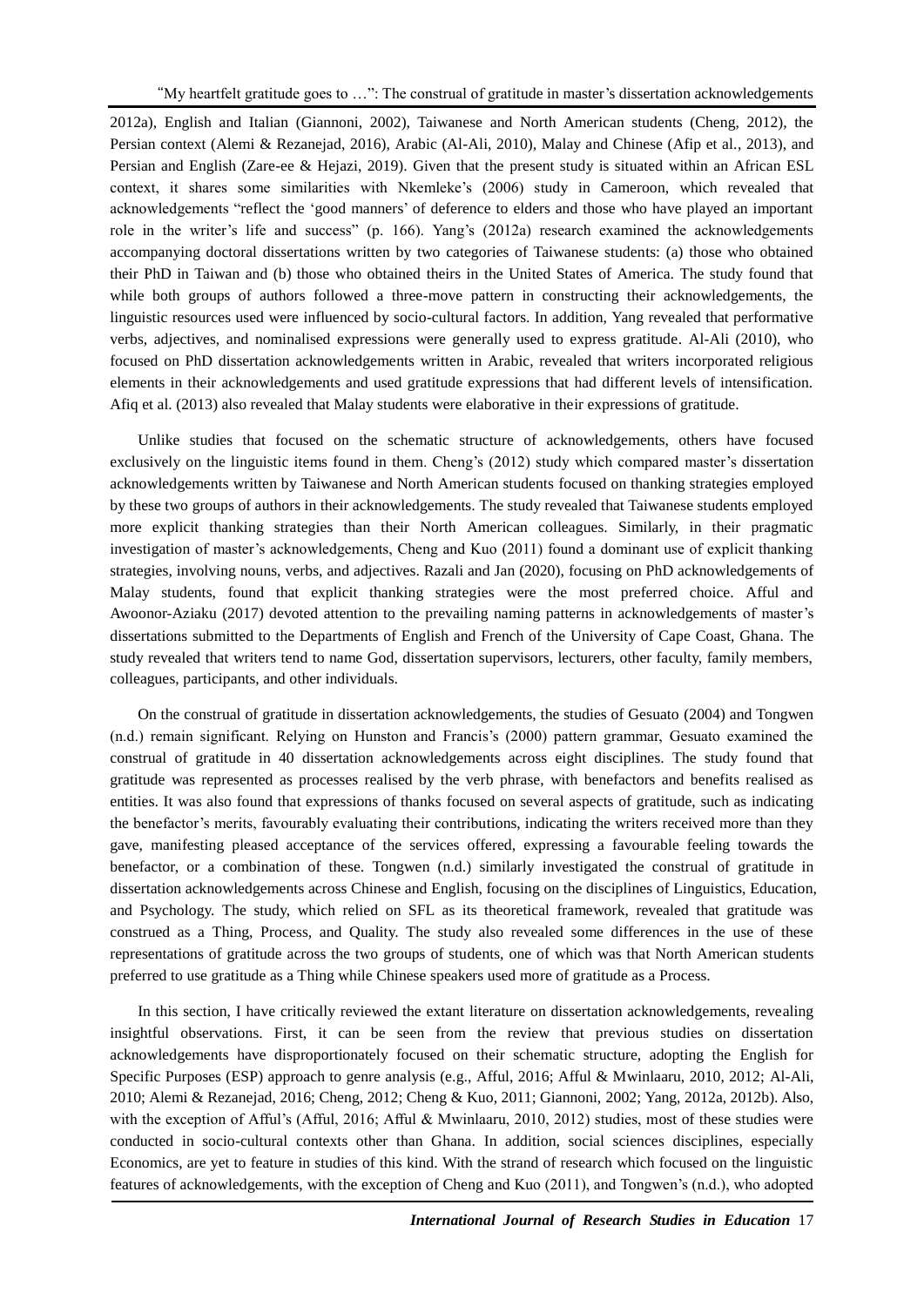2012a), English and Italian (Giannoni, 2002), Taiwanese and North American students (Cheng, 2012), the Persian context (Alemi & Rezanejad, 2016), Arabic (Al-Ali, 2010), Malay and Chinese (Afip et al., 2013), and Persian and English (Zare-ee & Hejazi, 2019). Given that the present study is situated within an African ESL context, it shares some similarities with Nkemleke's (2006) study in Cameroon, which revealed that acknowledgements "reflect the 'good manners' of deference to elders and those who have played an important role in the writer's life and success" (p. 166). Yang's (2012a) research examined the acknowledgements accompanying doctoral dissertations written by two categories of Taiwanese students: (a) those who obtained their PhD in Taiwan and (b) those who obtained theirs in the United States of America. The study found that while both groups of authors followed a three-move pattern in constructing their acknowledgements, the linguistic resources used were influenced by socio-cultural factors. In addition, Yang revealed that performative verbs, adjectives, and nominalised expressions were generally used to express gratitude. Al-Ali (2010), who focused on PhD dissertation acknowledgements written in Arabic, revealed that writers incorporated religious elements in their acknowledgements and used gratitude expressions that had different levels of intensification. Afiq et al. (2013) also revealed that Malay students were elaborative in their expressions of gratitude.

Unlike studies that focused on the schematic structure of acknowledgements, others have focused exclusively on the linguistic items found in them. Cheng's (2012) study which compared master's dissertation acknowledgements written by Taiwanese and North American students focused on thanking strategies employed by these two groups of authors in their acknowledgements. The study revealed that Taiwanese students employed more explicit thanking strategies than their North American colleagues. Similarly, in their pragmatic investigation of master's acknowledgements, Cheng and Kuo (2011) found a dominant use of explicit thanking strategies, involving nouns, verbs, and adjectives. Razali and Jan (2020), focusing on PhD acknowledgements of Malay students, found that explicit thanking strategies were the most preferred choice. Afful and Awoonor-Aziaku (2017) devoted attention to the prevailing naming patterns in acknowledgements of master's dissertations submitted to the Departments of English and French of the University of Cape Coast, Ghana. The study revealed that writers tend to name God, dissertation supervisors, lecturers, other faculty, family members, colleagues, participants, and other individuals.

On the construal of gratitude in dissertation acknowledgements, the studies of Gesuato (2004) and Tongwen (n.d.) remain significant. Relying on Hunston and Francis's (2000) pattern grammar, Gesuato examined the construal of gratitude in 40 dissertation acknowledgements across eight disciplines. The study found that gratitude was represented as processes realised by the verb phrase, with benefactors and benefits realised as entities. It was also found that expressions of thanks focused on several aspects of gratitude, such as indicating the benefactor's merits, favourably evaluating their contributions, indicating the writers received more than they gave, manifesting pleased acceptance of the services offered, expressing a favourable feeling towards the benefactor, or a combination of these. Tongwen (n.d.) similarly investigated the construal of gratitude in dissertation acknowledgements across Chinese and English, focusing on the disciplines of Linguistics, Education, and Psychology. The study, which relied on SFL as its theoretical framework, revealed that gratitude was construed as a Thing, Process, and Quality. The study also revealed some differences in the use of these representations of gratitude across the two groups of students, one of which was that North American students preferred to use gratitude as a Thing while Chinese speakers used more of gratitude as a Process.

In this section, I have critically reviewed the extant literature on dissertation acknowledgements, revealing insightful observations. First, it can be seen from the review that previous studies on dissertation acknowledgements have disproportionately focused on their schematic structure, adopting the English for Specific Purposes (ESP) approach to genre analysis (e.g., Afful, 2016; Afful & Mwinlaaru, 2010, 2012; Al-Ali, 2010; Alemi & Rezanejad, 2016; Cheng, 2012; Cheng & Kuo, 2011; Giannoni, 2002; Yang, 2012a, 2012b). Also, with the exception of Afful's (Afful, 2016; Afful & Mwinlaaru, 2010, 2012) studies, most of these studies were conducted in socio-cultural contexts other than Ghana. In addition, social sciences disciplines, especially Economics, are yet to feature in studies of this kind. With the strand of research which focused on the linguistic features of acknowledgements, with the exception of Cheng and Kuo (2011), and Tongwen's (n.d.), who adopted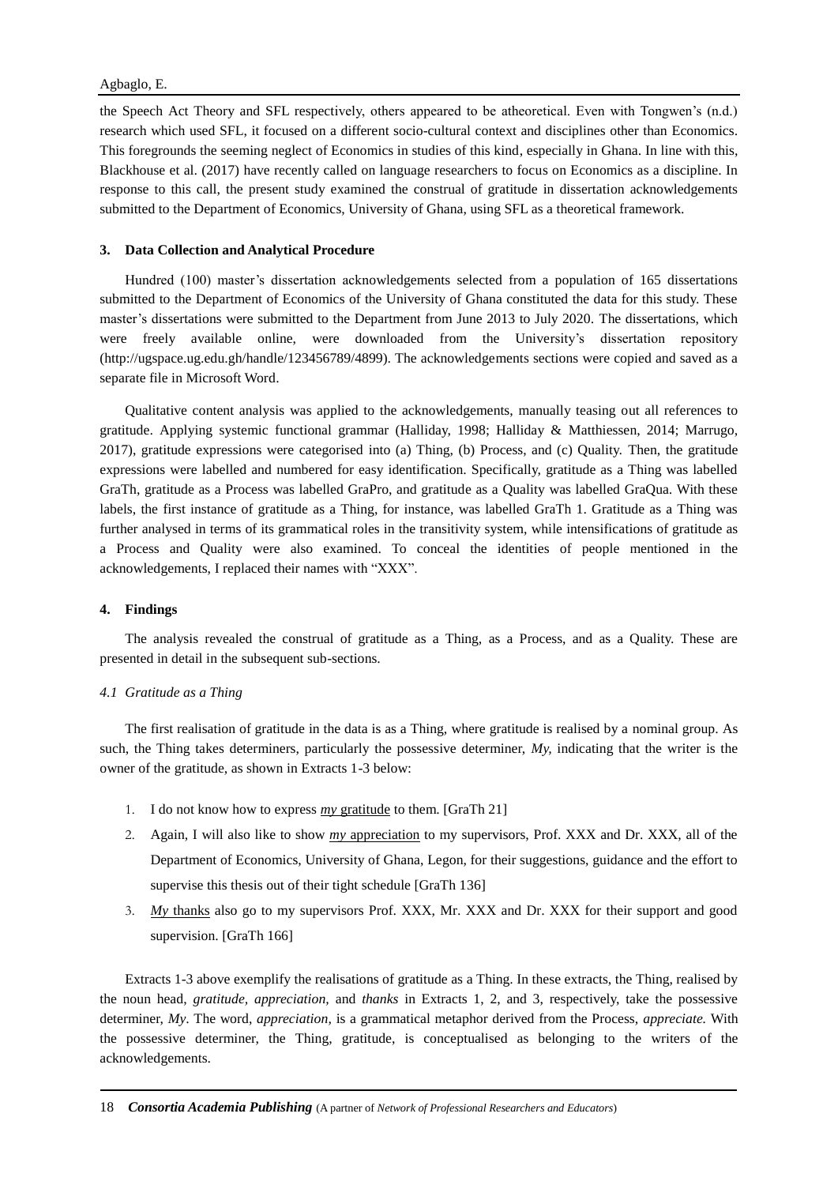the Speech Act Theory and SFL respectively, others appeared to be atheoretical. Even with Tongwen's (n.d.) research which used SFL, it focused on a different socio-cultural context and disciplines other than Economics. This foregrounds the seeming neglect of Economics in studies of this kind, especially in Ghana. In line with this, Blackhouse et al. (2017) have recently called on language researchers to focus on Economics as a discipline. In response to this call, the present study examined the construal of gratitude in dissertation acknowledgements submitted to the Department of Economics, University of Ghana, using SFL as a theoretical framework.

## 3. Data Collection and Analytical Procedure

Hundred (100) master's dissertation acknowledgements selected from a population of 165 dissertations submitted to the Department of Economics of the University of Ghana constituted the data for this study. These master's dissertations were submitted to the Department from June 2013 to July 2020. The dissertations, which were freely available online, were downloaded from the University's dissertation repository (http://ugspace.ug.edu.gh/handle/123456789/4899). The acknowledgements sections were copied and saved as a separate file in Microsoft Word.

Qualitative content analysis was applied to the acknowledgements, manually teasing out all references to gratitude. Applying systemic functional grammar (Halliday, 1998; Halliday & Matthiessen, 2014; Marrugo, 2017), gratitude expressions were categorised into (a) Thing, (b) Process, and (c) Quality. Then, the gratitude expressions were labelled and numbered for easy identification. Specifically, gratitude as a Thing was labelled GraTh, gratitude as a Process was labelled GraPro, and gratitude as a Quality was labelled GraQua. With these labels, the first instance of gratitude as a Thing, for instance, was labelled GraTh 1. Gratitude as a Thing was further analysed in terms of its grammatical roles in the transitivity system, while intensifications of gratitude as a Process and Quality were also examined. To conceal the identities of people mentioned in the acknowledgements, I replaced their names with "XXX".

## 4. Findings

The analysis revealed the construal of gratitude as a Thing, as a Process, and as a Quality. These are presented in detail in the subsequent sub-sections.

### *4.1 Gratitude as a Thing*

The first realisation of gratitude in the data is as a Thing, where gratitude is realised by a nominal group. As such, the Thing takes determiners, particularly the possessive determiner, *My*, indicating that the writer is the owner of the gratitude, as shown in Extracts 1-3 below:

1. I do not know how to express <u>*my* gratitude</u> to them. [GraTh 21]
2. Again, I will also like to show <u>*my* appreciation</u> to my supervisors, Prof. XXX and Dr. XXX, all of the Department of Economics, University of Ghana, Legon, for their suggestions, guidance and the effort to supervise this thesis out of their tight schedule [GraTh 136]
3. <u>*My* thanks</u> also go to my supervisors Prof. XXX, Mr. XXX and Dr. XXX for their support and good supervision. [GraTh 166]

Extracts 1-3 above exemplify the realisations of gratitude as a Thing. In these extracts, the Thing, realised by the noun head, *gratitude*, *appreciation*, and *thanks* in Extracts 1, 2, and 3, respectively, take the possessive determiner, *My*. The word, *appreciation*, is a grammatical metaphor derived from the Process, *appreciate.* With the possessive determiner, the Thing, gratitude, is conceptualised as belonging to the writers of the acknowledgements.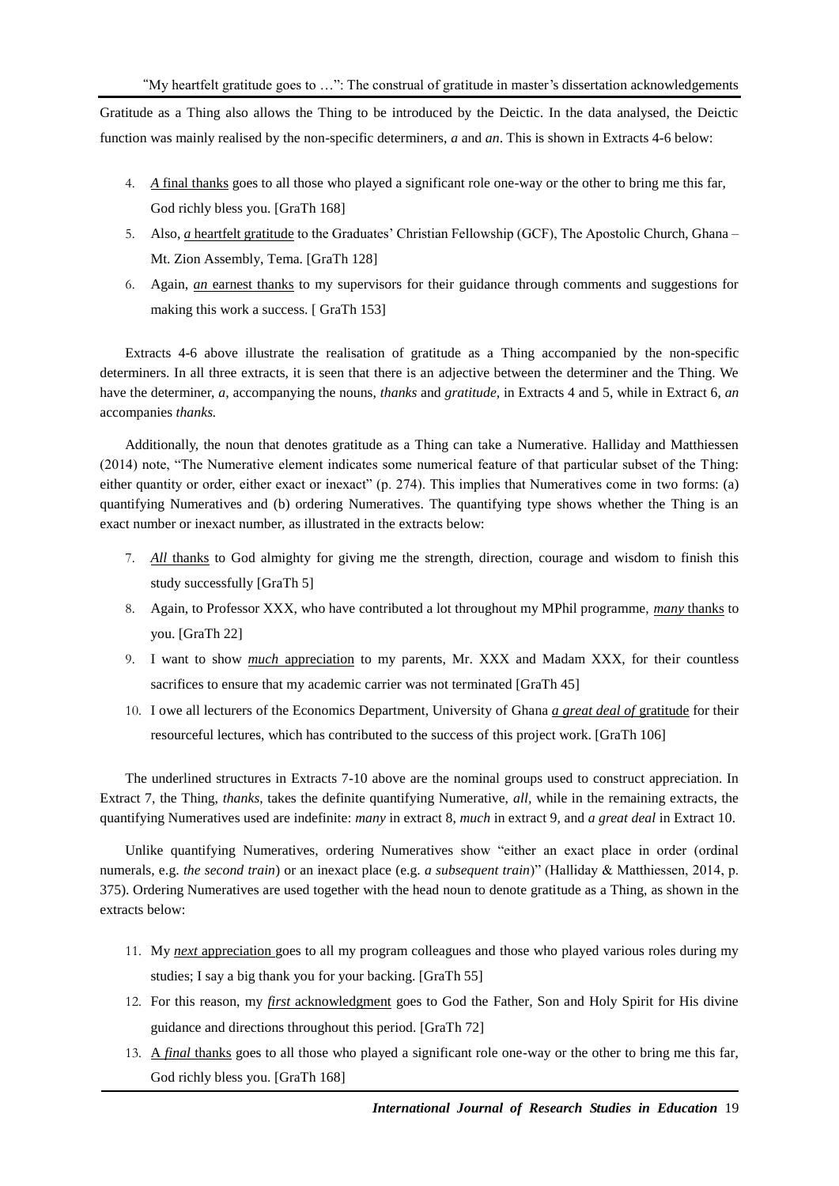Gratitude as a Thing also allows the Thing to be introduced by the Deictic. In the data analysed, the Deictic function was mainly realised by the non-specific determiners, *a* and *an*. This is shown in Extracts 4-6 below:

4. *A* final thanks goes to all those who played a significant role one-way or the other to bring me this far, God richly bless you. [GraTh 168]
5. Also, *a* heartfelt gratitude to the Graduates' Christian Fellowship (GCF), The Apostolic Church, Ghana – Mt. Zion Assembly, Tema. [GraTh 128]
6. Again, *an* earnest thanks to my supervisors for their guidance through comments and suggestions for making this work a success. [ GraTh 153]

Extracts 4-6 above illustrate the realisation of gratitude as a Thing accompanied by the non-specific determiners. In all three extracts, it is seen that there is an adjective between the determiner and the Thing. We have the determiner, *a*, accompanying the nouns, *thanks* and *gratitude,* in Extracts 4 and 5, while in Extract 6, *an* accompanies *thanks.*

Additionally, the noun that denotes gratitude as a Thing can take a Numerative. Halliday and Matthiessen (2014) note, "The Numerative element indicates some numerical feature of that particular subset of the Thing: either quantity or order, either exact or inexact" (p. 274). This implies that Numeratives come in two forms: (a) quantifying Numeratives and (b) ordering Numeratives. The quantifying type shows whether the Thing is an exact number or inexact number, as illustrated in the extracts below:

7. *All* thanks to God almighty for giving me the strength, direction, courage and wisdom to finish this study successfully [GraTh 5]
8. Again, to Professor XXX, who have contributed a lot throughout my MPhil programme, *many* thanks to you. [GraTh 22]
9. I want to show *much* appreciation to my parents, Mr. XXX and Madam XXX, for their countless sacrifices to ensure that my academic carrier was not terminated [GraTh 45]
10. I owe all lecturers of the Economics Department, University of Ghana *a great deal of* gratitude for their resourceful lectures, which has contributed to the success of this project work. [GraTh 106]

The underlined structures in Extracts 7-10 above are the nominal groups used to construct appreciation. In Extract 7, the Thing, *thanks*, takes the definite quantifying Numerative, *all,* while in the remaining extracts, the quantifying Numeratives used are indefinite: *many* in extract 8, *much* in extract 9, and *a great deal* in Extract 10.

Unlike quantifying Numeratives, ordering Numeratives show "either an exact place in order (ordinal numerals, e.g. *the second train*) or an inexact place (e.g. *a subsequent train*)" (Halliday & Matthiessen, 2014, p. 375). Ordering Numeratives are used together with the head noun to denote gratitude as a Thing, as shown in the extracts below:

11. My *next* appreciation goes to all my program colleagues and those who played various roles during my studies; I say a big thank you for your backing. [GraTh 55]
12. For this reason, my *first* acknowledgment goes to God the Father, Son and Holy Spirit for His divine guidance and directions throughout this period. [GraTh 72]
13. A *final* thanks goes to all those who played a significant role one-way or the other to bring me this far, God richly bless you. [GraTh 168]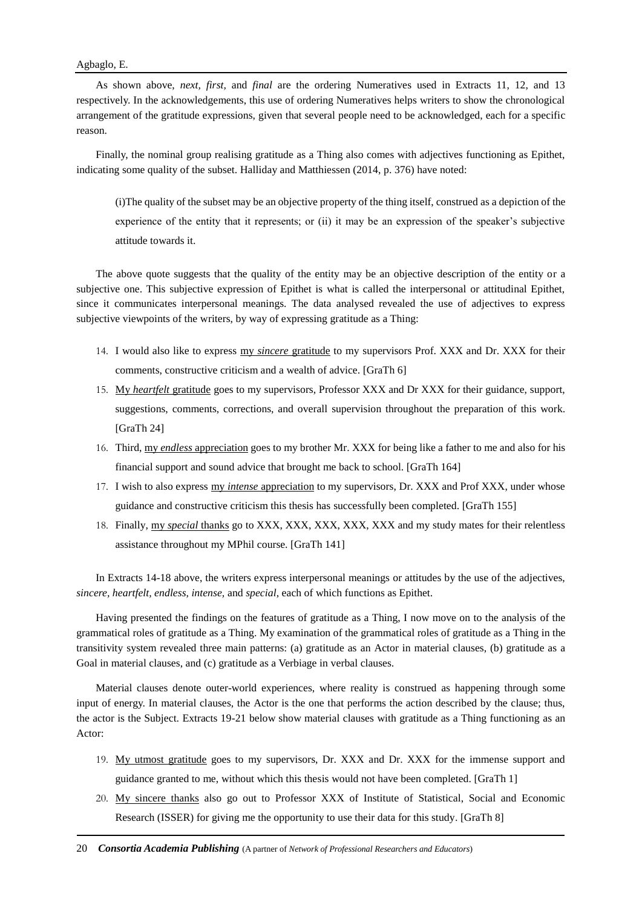As shown above, *next, first,* and *final* are the ordering Numeratives used in Extracts 11, 12, and 13 respectively. In the acknowledgements, this use of ordering Numeratives helps writers to show the chronological arrangement of the gratitude expressions, given that several people need to be acknowledged, each for a specific reason.

Finally, the nominal group realising gratitude as a Thing also comes with adjectives functioning as Epithet, indicating some quality of the subset. Halliday and Matthiessen (2014, p. 376) have noted:

> (i)The quality of the subset may be an objective property of the thing itself, construed as a depiction of the experience of the entity that it represents; or (ii) it may be an expression of the speaker's subjective attitude towards it.

The above quote suggests that the quality of the entity may be an objective description of the entity or a subjective one. This subjective expression of Epithet is what is called the interpersonal or attitudinal Epithet, since it communicates interpersonal meanings. The data analysed revealed the use of adjectives to express subjective viewpoints of the writers, by way of expressing gratitude as a Thing:

14. I would also like to express <u>my *sincere* gratitude</u> to my supervisors Prof. XXX and Dr. XXX for their comments, constructive criticism and a wealth of advice. [GraTh 6]
15. <u>My *heartfelt* gratitude</u> goes to my supervisors, Professor XXX and Dr XXX for their guidance, support, suggestions, comments, corrections, and overall supervision throughout the preparation of this work. [GraTh 24]
16. Third, <u>my *endless* appreciation</u> goes to my brother Mr. XXX for being like a father to me and also for his financial support and sound advice that brought me back to school. [GraTh 164]
17. I wish to also express <u>my *intense* appreciation</u> to my supervisors, Dr. XXX and Prof XXX, under whose guidance and constructive criticism this thesis has successfully been completed. [GraTh 155]
18. Finally, <u>my *special* thanks</u> go to XXX, XXX, XXX, XXX, XXX and my study mates for their relentless assistance throughout my MPhil course. [GraTh 141]

In Extracts 14-18 above, the writers express interpersonal meanings or attitudes by the use of the adjectives, *sincere, heartfelt, endless, intense,* and *special*, each of which functions as Epithet.

Having presented the findings on the features of gratitude as a Thing, I now move on to the analysis of the grammatical roles of gratitude as a Thing. My examination of the grammatical roles of gratitude as a Thing in the transitivity system revealed three main patterns: (a) gratitude as an Actor in material clauses, (b) gratitude as a Goal in material clauses, and (c) gratitude as a Verbiage in verbal clauses.

Material clauses denote outer-world experiences, where reality is construed as happening through some input of energy. In material clauses, the Actor is the one that performs the action described by the clause; thus, the actor is the Subject. Extracts 19-21 below show material clauses with gratitude as a Thing functioning as an Actor:

19. <u>My utmost gratitude</u> goes to my supervisors, Dr. XXX and Dr. XXX for the immense support and guidance granted to me, without which this thesis would not have been completed. [GraTh 1]
20. <u>My sincere thanks</u> also go out to Professor XXX of Institute of Statistical, Social and Economic Research (ISSER) for giving me the opportunity to use their data for this study. [GraTh 8]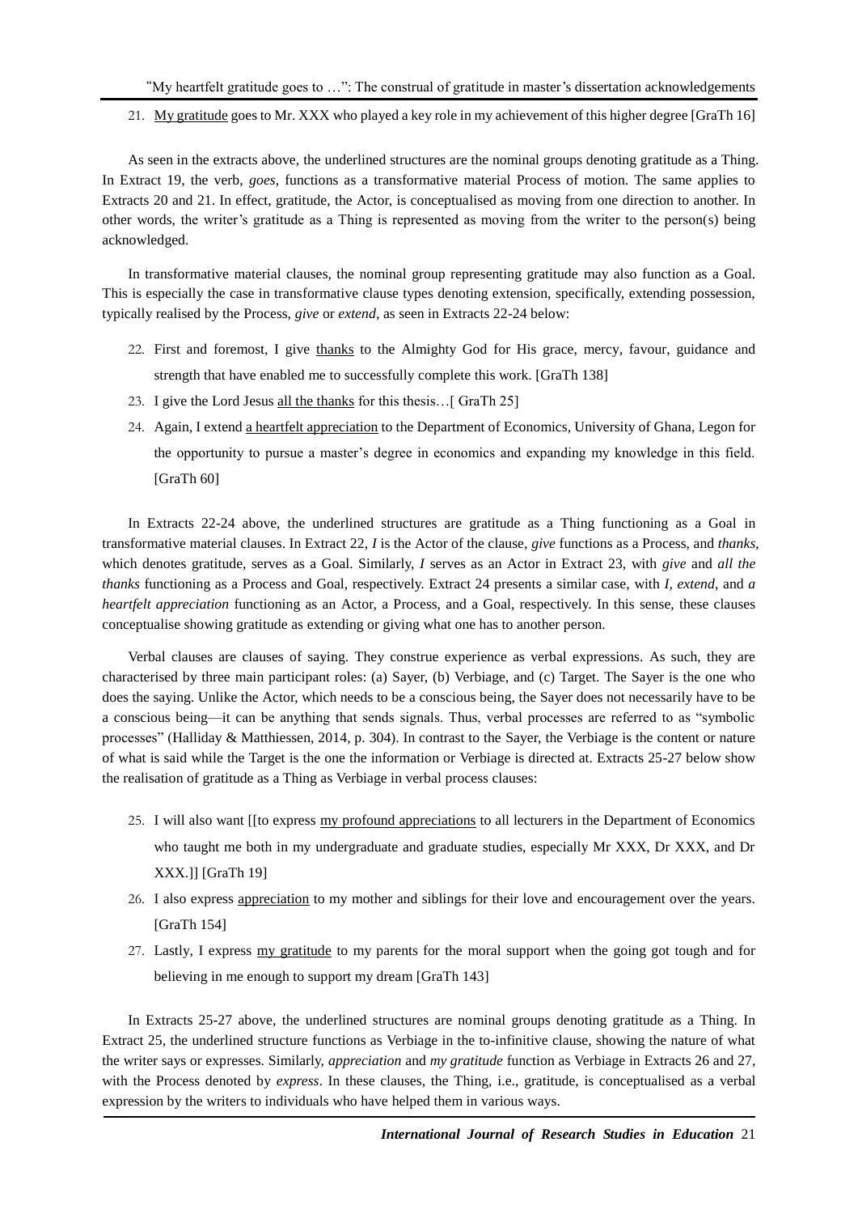21. <u>My gratitude</u> goes to Mr. XXX who played a key role in my achievement of this higher degree [GraTh 16]

As seen in the extracts above, the underlined structures are the nominal groups denoting gratitude as a Thing. In Extract 19, the verb, *goes*, functions as a transformative material Process of motion. The same applies to Extracts 20 and 21. In effect, gratitude, the Actor, is conceptualised as moving from one direction to another. In other words, the writer's gratitude as a Thing is represented as moving from the writer to the person(s) being acknowledged.

In transformative material clauses, the nominal group representing gratitude may also function as a Goal. This is especially the case in transformative clause types denoting extension, specifically, extending possession, typically realised by the Process, *give* or *extend*, as seen in Extracts 22-24 below:

22. First and foremost, I give <u>thanks</u> to the Almighty God for His grace, mercy, favour, guidance and strength that have enabled me to successfully complete this work. [GraTh 138]
23. I give the Lord Jesus <u>all the thanks</u> for this thesis…[ GraTh 25]
24. Again, I extend <u>a heartfelt appreciation</u> to the Department of Economics, University of Ghana, Legon for the opportunity to pursue a master's degree in economics and expanding my knowledge in this field. [GraTh 60]

In Extracts 22-24 above, the underlined structures are gratitude as a Thing functioning as a Goal in transformative material clauses. In Extract 22, *I* is the Actor of the clause, *give* functions as a Process, and *thanks*, which denotes gratitude, serves as a Goal. Similarly, *I* serves as an Actor in Extract 23, with *give* and *all the thanks* functioning as a Process and Goal, respectively. Extract 24 presents a similar case, with *I, extend*, and *a heartfelt appreciation* functioning as an Actor, a Process, and a Goal, respectively. In this sense, these clauses conceptualise showing gratitude as extending or giving what one has to another person.

Verbal clauses are clauses of saying. They construe experience as verbal expressions. As such, they are characterised by three main participant roles: (a) Sayer, (b) Verbiage, and (c) Target. The Sayer is the one who does the saying. Unlike the Actor, which needs to be a conscious being, the Sayer does not necessarily have to be a conscious being—it can be anything that sends signals. Thus, verbal processes are referred to as "symbolic processes" (Halliday & Matthiessen, 2014, p. 304). In contrast to the Sayer, the Verbiage is the content or nature of what is said while the Target is the one the information or Verbiage is directed at. Extracts 25-27 below show the realisation of gratitude as a Thing as Verbiage in verbal process clauses:

25. I will also want [[to express <u>my profound appreciations</u> to all lecturers in the Department of Economics who taught me both in my undergraduate and graduate studies, especially Mr XXX, Dr XXX, and Dr XXX.]] [GraTh 19]
26. I also express <u>appreciation</u> to my mother and siblings for their love and encouragement over the years. [GraTh 154]
27. Lastly, I express <u>my gratitude</u> to my parents for the moral support when the going got tough and for believing in me enough to support my dream [GraTh 143]

In Extracts 25-27 above, the underlined structures are nominal groups denoting gratitude as a Thing. In Extract 25, the underlined structure functions as Verbiage in the to-infinitive clause, showing the nature of what the writer says or expresses. Similarly, *appreciation* and *my gratitude* function as Verbiage in Extracts 26 and 27, with the Process denoted by *express*. In these clauses, the Thing, i.e., gratitude, is conceptualised as a verbal expression by the writers to individuals who have helped them in various ways.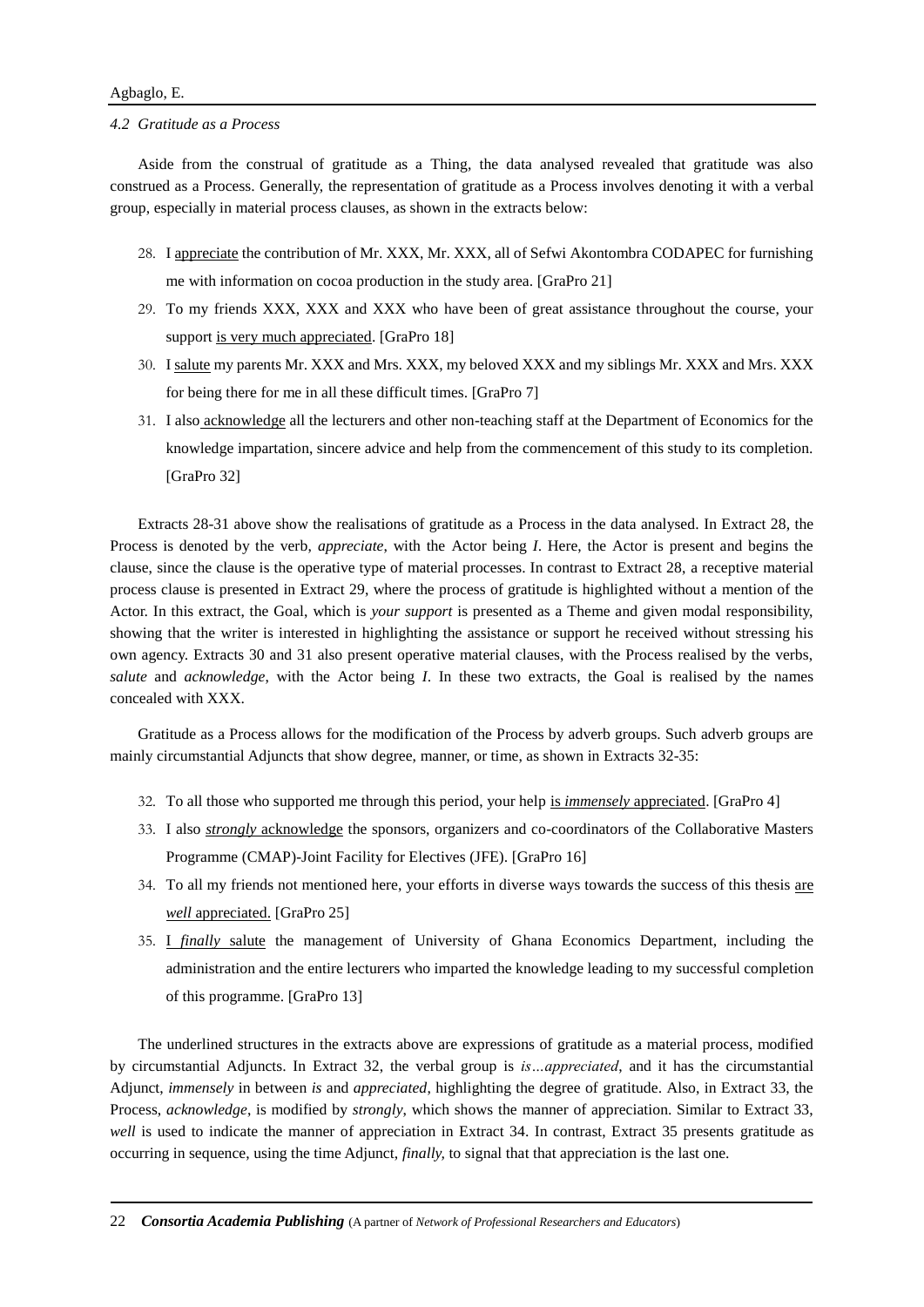*4.2 Gratitude as a Process*

Aside from the construal of gratitude as a Thing, the data analysed revealed that gratitude was also construed as a Process. Generally, the representation of gratitude as a Process involves denoting it with a verbal group, especially in material process clauses, as shown in the extracts below:

28. I appreciate the contribution of Mr. XXX, Mr. XXX, all of Sefwi Akontombra CODAPEC for furnishing me with information on cocoa production in the study area. [GraPro 21]
29. To my friends XXX, XXX and XXX who have been of great assistance throughout the course, your support is very much appreciated. [GraPro 18]
30. I salute my parents Mr. XXX and Mrs. XXX, my beloved XXX and my siblings Mr. XXX and Mrs. XXX for being there for me in all these difficult times. [GraPro 7]
31. I also acknowledge all the lecturers and other non-teaching staff at the Department of Economics for the knowledge impartation, sincere advice and help from the commencement of this study to its completion. [GraPro 32]

Extracts 28-31 above show the realisations of gratitude as a Process in the data analysed. In Extract 28, the Process is denoted by the verb, *appreciate,* with the Actor being *I*. Here, the Actor is present and begins the clause, since the clause is the operative type of material processes. In contrast to Extract 28, a receptive material process clause is presented in Extract 29, where the process of gratitude is highlighted without a mention of the Actor. In this extract, the Goal, which is *your support* is presented as a Theme and given modal responsibility, showing that the writer is interested in highlighting the assistance or support he received without stressing his own agency. Extracts 30 and 31 also present operative material clauses, with the Process realised by the verbs, *salute* and *acknowledge*, with the Actor being *I*. In these two extracts, the Goal is realised by the names concealed with XXX.

Gratitude as a Process allows for the modification of the Process by adverb groups. Such adverb groups are mainly circumstantial Adjuncts that show degree, manner, or time, as shown in Extracts 32-35:

32. To all those who supported me through this period, your help is *immensely* appreciated. [GraPro 4]
33. I also ***strongly*** acknowledge the sponsors, organizers and co-coordinators of the Collaborative Masters Programme (CMAP)-Joint Facility for Electives (JFE). [GraPro 16]
34. To all my friends not mentioned here, your efforts in diverse ways towards the success of this thesis are *well* appreciated. [GraPro 25]
35. I *finally* salute the management of University of Ghana Economics Department, including the administration and the entire lecturers who imparted the knowledge leading to my successful completion of this programme. [GraPro 13]

The underlined structures in the extracts above are expressions of gratitude as a material process, modified by circumstantial Adjuncts. In Extract 32, the verbal group is *is…appreciated*, and it has the circumstantial Adjunct, *immensely* in between *is* and *appreciated*, highlighting the degree of gratitude. Also, in Extract 33, the Process, *acknowledge*, is modified by *strongly*, which shows the manner of appreciation. Similar to Extract 33, *well* is used to indicate the manner of appreciation in Extract 34. In contrast, Extract 35 presents gratitude as occurring in sequence, using the time Adjunct, *finally,* to signal that that appreciation is the last one.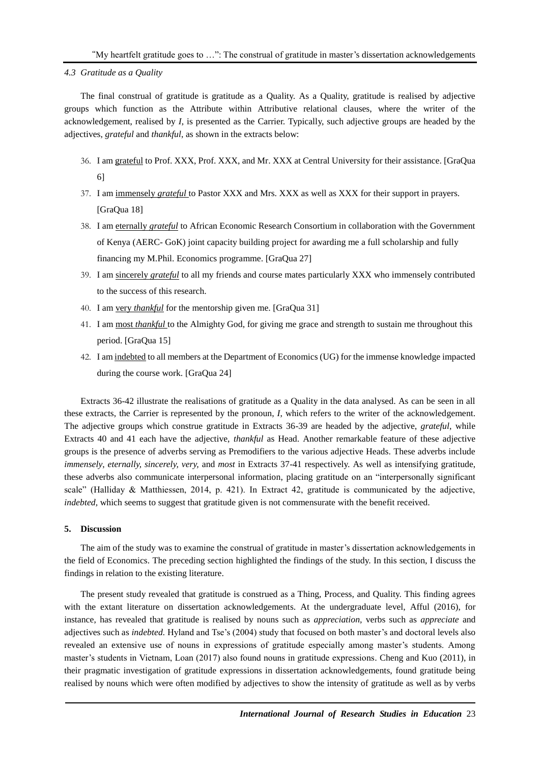### 4.3 Gratitude as a Quality

The final construal of gratitude is gratitude as a Quality. As a Quality, gratitude is realised by adjective groups which function as the Attribute within Attributive relational clauses, where the writer of the acknowledgement, realised by *I*, is presented as the Carrier. Typically, such adjective groups are headed by the adjectives, *grateful* and *thankful*, as shown in the extracts below:

36. I am grateful to Prof. XXX, Prof. XXX, and Mr. XXX at Central University for their assistance. [GraQua 6]
37. I am immensely *grateful* to Pastor XXX and Mrs. XXX as well as XXX for their support in prayers. [GraQua 18]
38. I am eternally *grateful* to African Economic Research Consortium in collaboration with the Government of Kenya (AERC- GoK) joint capacity building project for awarding me a full scholarship and fully financing my M.Phil. Economics programme. [GraQua 27]
39. I am sincerely *grateful* to all my friends and course mates particularly XXX who immensely contributed to the success of this research.
40. I am very *thankful* for the mentorship given me. [GraQua 31]
41. I am most *thankful* to the Almighty God, for giving me grace and strength to sustain me throughout this period. [GraQua 15]
42. I am indebted to all members at the Department of Economics (UG) for the immense knowledge impacted during the course work. [GraQua 24]

Extracts 36-42 illustrate the realisations of gratitude as a Quality in the data analysed. As can be seen in all these extracts, the Carrier is represented by the pronoun, *I*, which refers to the writer of the acknowledgement. The adjective groups which construe gratitude in Extracts 36-39 are headed by the adjective, *grateful*, while Extracts 40 and 41 each have the adjective, *thankful* as Head. Another remarkable feature of these adjective groups is the presence of adverbs serving as Premodifiers to the various adjective Heads. These adverbs include *immensely*, *eternally*, *sincerely*, *very*, and *most* in Extracts 37-41 respectively. As well as intensifying gratitude, these adverbs also communicate interpersonal information, placing gratitude on an "interpersonally significant scale" (Halliday & Matthiessen, 2014, p. 421). In Extract 42, gratitude is communicated by the adjective, *indebted*, which seems to suggest that gratitude given is not commensurate with the benefit received.

## 5. Discussion

The aim of the study was to examine the construal of gratitude in master's dissertation acknowledgements in the field of Economics. The preceding section highlighted the findings of the study. In this section, I discuss the findings in relation to the existing literature.

The present study revealed that gratitude is construed as a Thing, Process, and Quality. This finding agrees with the extant literature on dissertation acknowledgements. At the undergraduate level, Afful (2016), for instance, has revealed that gratitude is realised by nouns such as *appreciation*, verbs such as *appreciate* and adjectives such as *indebted*. Hyland and Tse's (2004) study that focused on both master's and doctoral levels also revealed an extensive use of nouns in expressions of gratitude especially among master's students. Among master's students in Vietnam, Loan (2017) also found nouns in gratitude expressions. Cheng and Kuo (2011), in their pragmatic investigation of gratitude expressions in dissertation acknowledgements, found gratitude being realised by nouns which were often modified by adjectives to show the intensity of gratitude as well as by verbs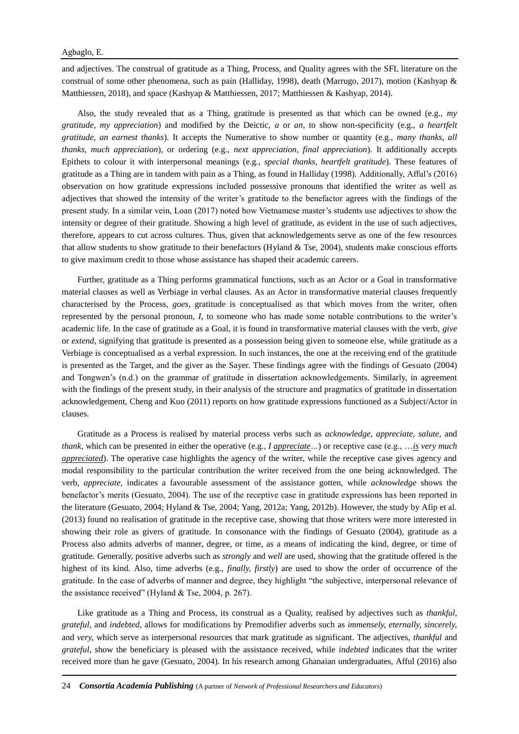and adjectives. The construal of gratitude as a Thing, Process, and Quality agrees with the SFL literature on the construal of some other phenomena, such as pain (Halliday, 1998), death (Marrugo, 2017), motion (Kashyap & Matthiessen, 2018), and space (Kashyap & Matthiessen, 2017; Matthiessen & Kashyap, 2014).

Also, the study revealed that as a Thing, gratitude is presented as that which can be owned (e.g., *my gratitude*, *my appreciation*) and modified by the Deictic, *a* or *an*, to show non-specificity (e.g., *a heartfelt gratitude, an earnest thanks*). It accepts the Numerative to show number or quantity (e.g., *many thanks*, *all thanks, much appreciation*), or ordering (e.g., *next appreciation, final appreciation*). It additionally accepts Epithets to colour it with interpersonal meanings (e.g., *special thanks, heartfelt gratitude*). These features of gratitude as a Thing are in tandem with pain as a Thing, as found in Halliday (1998). Additionally, Afful's (2016) observation on how gratitude expressions included possessive pronouns that identified the writer as well as adjectives that showed the intensity of the writer's gratitude to the benefactor agrees with the findings of the present study. In a similar vein, Loan (2017) noted how Vietnamese master's students use adjectives to show the intensity or degree of their gratitude. Showing a high level of gratitude, as evident in the use of such adjectives, therefore, appears to cut across cultures. Thus, given that acknowledgements serve as one of the few resources that allow students to show gratitude to their benefactors (Hyland & Tse, 2004), students make conscious efforts to give maximum credit to those whose assistance has shaped their academic careers.

Further, gratitude as a Thing performs grammatical functions, such as an Actor or a Goal in transformative material clauses as well as Verbiage in verbal clauses. As an Actor in transformative material clauses frequently characterised by the Process, *goes*, gratitude is conceptualised as that which moves from the writer, often represented by the personal pronoun, *I*, to someone who has made some notable contributions to the writer's academic life. In the case of gratitude as a Goal, it is found in transformative material clauses with the verb, *give* or *extend*, signifying that gratitude is presented as a possession being given to someone else, while gratitude as a Verbiage is conceptualised as a verbal expression. In such instances, the one at the receiving end of the gratitude is presented as the Target, and the giver as the Sayer. These findings agree with the findings of Gesuato (2004) and Tongwen's (n.d.) on the grammar of gratitude in dissertation acknowledgements. Similarly, in agreement with the findings of the present study, in their analysis of the structure and pragmatics of gratitude in dissertation acknowledgement, Cheng and Kuo (2011) reports on how gratitude expressions functioned as a Subject/Actor in clauses.

Gratitude as a Process is realised by material process verbs such as *acknowledge, appreciate, salute,* and *thank,* which can be presented in either the operative (e.g., *I appreciate…*) or receptive case (e.g., …*is very much appreciated*). The operative case highlights the agency of the writer, while the receptive case gives agency and modal responsibility to the particular contribution the writer received from the one being acknowledged. The verb, *appreciate,* indicates a favourable assessment of the assistance gotten, while *acknowledge* shows the benefactor's merits (Gesuato, 2004). The use of the receptive case in gratitude expressions has been reported in the literature (Gesuato, 2004; Hyland & Tse, 2004; Yang, 2012a; Yang, 2012b). However, the study by Afip et al. (2013) found no realisation of gratitude in the receptive case, showing that those writers were more interested in showing their role as givers of gratitude. In consonance with the findings of Gesuato (2004), gratitude as a Process also admits adverbs of manner, degree, or time, as a means of indicating the kind, degree, or time of gratitude. Generally, positive adverbs such as *strongly* and *well* are used, showing that the gratitude offered is the highest of its kind. Also, time adverbs (e.g., *finally, firstly*) are used to show the order of occurrence of the gratitude. In the case of adverbs of manner and degree, they highlight "the subjective, interpersonal relevance of the assistance received" (Hyland & Tse, 2004, p. 267).

Like gratitude as a Thing and Process, its construal as a Quality, realised by adjectives such as *thankful, grateful,* and *indebted,* allows for modifications by Premodifier adverbs such as *immensely, eternally, sincerely,* and *very,* which serve as interpersonal resources that mark gratitude as significant. The adjectives, *thankful* and *grateful,* show the beneficiary is pleased with the assistance received, while *indebted* indicates that the writer received more than he gave (Gesuato, 2004). In his research among Ghanaian undergraduates, Afful (2016) also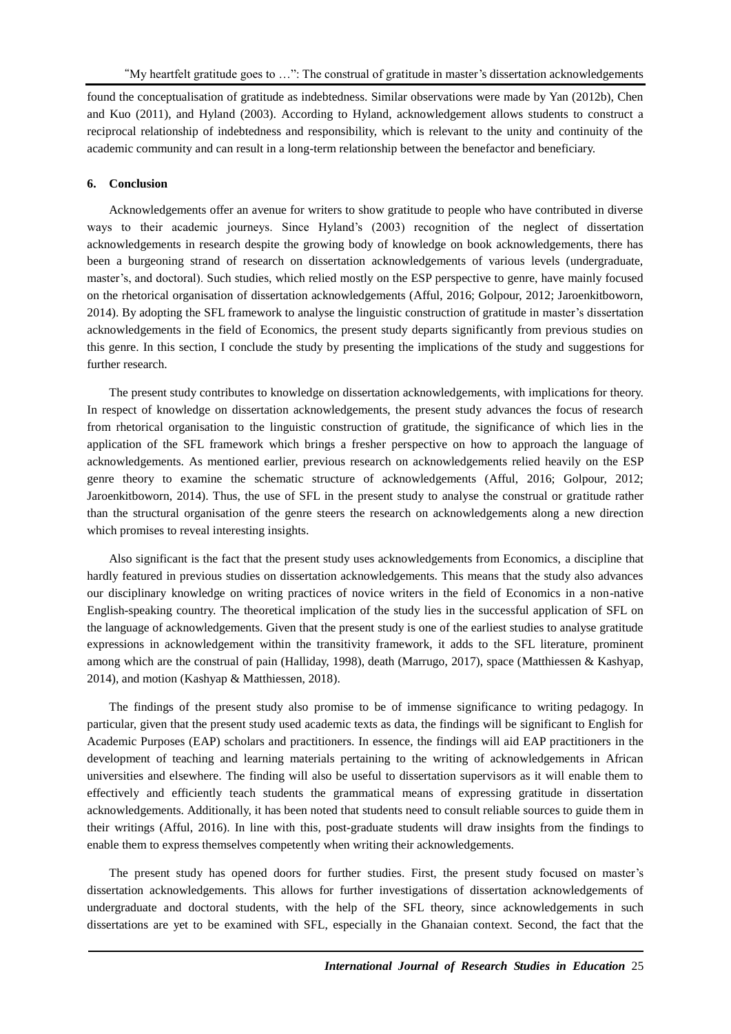found the conceptualisation of gratitude as indebtedness. Similar observations were made by Yan (2012b), Chen and Kuo (2011), and Hyland (2003). According to Hyland, acknowledgement allows students to construct a reciprocal relationship of indebtedness and responsibility, which is relevant to the unity and continuity of the academic community and can result in a long-term relationship between the benefactor and beneficiary.

## 6. Conclusion

Acknowledgements offer an avenue for writers to show gratitude to people who have contributed in diverse ways to their academic journeys. Since Hyland's (2003) recognition of the neglect of dissertation acknowledgements in research despite the growing body of knowledge on book acknowledgements, there has been a burgeoning strand of research on dissertation acknowledgements of various levels (undergraduate, master's, and doctoral). Such studies, which relied mostly on the ESP perspective to genre, have mainly focused on the rhetorical organisation of dissertation acknowledgements (Afful, 2016; Golpour, 2012; Jaroenkitboworn, 2014). By adopting the SFL framework to analyse the linguistic construction of gratitude in master's dissertation acknowledgements in the field of Economics, the present study departs significantly from previous studies on this genre. In this section, I conclude the study by presenting the implications of the study and suggestions for further research.

The present study contributes to knowledge on dissertation acknowledgements, with implications for theory. In respect of knowledge on dissertation acknowledgements, the present study advances the focus of research from rhetorical organisation to the linguistic construction of gratitude, the significance of which lies in the application of the SFL framework which brings a fresher perspective on how to approach the language of acknowledgements. As mentioned earlier, previous research on acknowledgements relied heavily on the ESP genre theory to examine the schematic structure of acknowledgements (Afful, 2016; Golpour, 2012; Jaroenkitboworn, 2014). Thus, the use of SFL in the present study to analyse the construal or gratitude rather than the structural organisation of the genre steers the research on acknowledgements along a new direction which promises to reveal interesting insights.

Also significant is the fact that the present study uses acknowledgements from Economics, a discipline that hardly featured in previous studies on dissertation acknowledgements. This means that the study also advances our disciplinary knowledge on writing practices of novice writers in the field of Economics in a non-native English-speaking country. The theoretical implication of the study lies in the successful application of SFL on the language of acknowledgements. Given that the present study is one of the earliest studies to analyse gratitude expressions in acknowledgement within the transitivity framework, it adds to the SFL literature, prominent among which are the construal of pain (Halliday, 1998), death (Marrugo, 2017), space (Matthiessen & Kashyap, 2014), and motion (Kashyap & Matthiessen, 2018).

The findings of the present study also promise to be of immense significance to writing pedagogy. In particular, given that the present study used academic texts as data, the findings will be significant to English for Academic Purposes (EAP) scholars and practitioners. In essence, the findings will aid EAP practitioners in the development of teaching and learning materials pertaining to the writing of acknowledgements in African universities and elsewhere. The finding will also be useful to dissertation supervisors as it will enable them to effectively and efficiently teach students the grammatical means of expressing gratitude in dissertation acknowledgements. Additionally, it has been noted that students need to consult reliable sources to guide them in their writings (Afful, 2016). In line with this, post-graduate students will draw insights from the findings to enable them to express themselves competently when writing their acknowledgements.

The present study has opened doors for further studies. First, the present study focused on master's dissertation acknowledgements. This allows for further investigations of dissertation acknowledgements of undergraduate and doctoral students, with the help of the SFL theory, since acknowledgements in such dissertations are yet to be examined with SFL, especially in the Ghanaian context. Second, the fact that the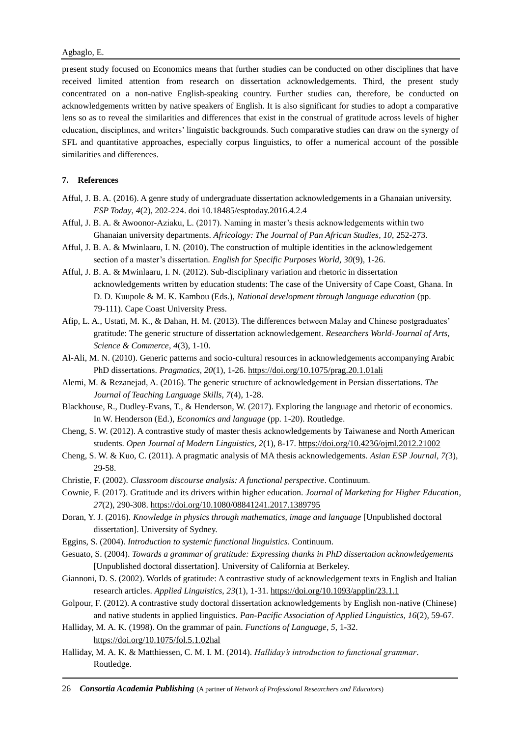present study focused on Economics means that further studies can be conducted on other disciplines that have received limited attention from research on dissertation acknowledgements. Third, the present study concentrated on a non-native English-speaking country. Further studies can, therefore, be conducted on acknowledgements written by native speakers of English. It is also significant for studies to adopt a comparative lens so as to reveal the similarities and differences that exist in the construal of gratitude across levels of higher education, disciplines, and writers' linguistic backgrounds. Such comparative studies can draw on the synergy of SFL and quantitative approaches, especially corpus linguistics, to offer a numerical account of the possible similarities and differences.

## 7. References

Afful, J. B. A. (2016). A genre study of undergraduate dissertation acknowledgements in a Ghanaian university. *ESP Today*, *4*(2), 202-224. doi 10.18485/esptoday.2016.4.2.4

Afful, J. B. A. & Awoonor-Aziaku, L. (2017). Naming in master's thesis acknowledgements within two Ghanaian university departments. *Africology: The Journal of Pan African Studies*, *10*, 252-273.

Afful, J. B. A. & Mwinlaaru, I. N. (2010). The construction of multiple identities in the acknowledgement section of a master's dissertation. *English for Specific Purposes World*, *30*(9), 1-26.

Afful, J. B. A. & Mwinlaaru, I. N. (2012). Sub-disciplinary variation and rhetoric in dissertation acknowledgements written by education students: The case of the University of Cape Coast, Ghana. In D. D. Kuupole & M. K. Kambou (Eds.), *National development through language education* (pp. 79-111). Cape Coast University Press.

Afip, L. A., Ustati, M. K., & Dahan, H. M. (2013). The differences between Malay and Chinese postgraduates' gratitude: The generic structure of dissertation acknowledgement. *Researchers World-Journal of Arts, Science & Commerce*, *4*(3), 1-10.

Al-Ali, M. N. (2010). Generic patterns and socio-cultural resources in acknowledgements accompanying Arabic PhD dissertations. *Pragmatics, 20*(1), 1-26. https://doi.org/10.1075/prag.20.1.01ali

Alemi, M. & Rezanejad, A. (2016). The generic structure of acknowledgement in Persian dissertations. *The Journal of Teaching Language Skills, 7*(4), 1-28.

Blackhouse, R., Dudley-Evans, T., & Henderson, W. (2017). Exploring the language and rhetoric of economics. In W. Henderson (Ed.), *Economics and language* (pp. 1-20). Routledge.

Cheng, S. W. (2012). A contrastive study of master thesis acknowledgements by Taiwanese and North American students. *Open Journal of Modern Linguistics, 2*(1), 8-17. https://doi.org/10.4236/ojml.2012.21002

Cheng, S. W. & Kuo, C. (2011). A pragmatic analysis of MA thesis acknowledgements. *Asian ESP Journal, 7(*3), 29-58.

Christie, F. (2002). *Classroom discourse analysis: A functional perspective*. Continuum.

Cownie, F. (2017). Gratitude and its drivers within higher education. *Journal of Marketing for Higher Education, 27*(2), 290-308. https://doi.org/10.1080/08841241.2017.1389795

Doran, Y. J. (2016). *Knowledge in physics through mathematics, image and language* [Unpublished doctoral dissertation]. University of Sydney.

Eggins, S. (2004). *Introduction to systemic functional linguistics*. Continuum.

Gesuato, S. (2004). *Towards a grammar of gratitude: Expressing thanks in PhD dissertation acknowledgements* [Unpublished doctoral dissertation]. University of California at Berkeley.

Giannoni, D. S. (2002). Worlds of gratitude: A contrastive study of acknowledgement texts in English and Italian research articles. *Applied Linguistics, 23*(1), 1-31. https://doi.org/10.1093/applin/23.1.1

Golpour, F. (2012). A contrastive study doctoral dissertation acknowledgements by English non-native (Chinese) and native students in applied linguistics. *Pan-Pacific Association of Applied Linguistics, 16*(2), 59-67.

Halliday, M. A. K. (1998). On the grammar of pain. *Functions of Language, 5*, 1-32. https://doi.org/10.1075/fol.5.1.02hal

Halliday, M. A. K. & Matthiessen, C. M. I. M. (2014). *Halliday's introduction to functional grammar*. Routledge.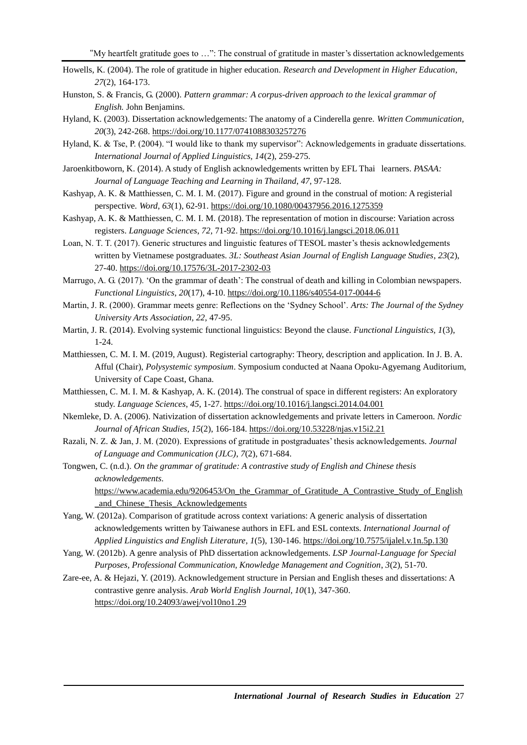Howells, K. (2004). The role of gratitude in higher education. *Research and Development in Higher Education*, *27*(2), 164-173.

Hunston, S. & Francis, G. (2000). *Pattern grammar: A corpus-driven approach to the lexical grammar of English.* John Benjamins.

Hyland, K. (2003). Dissertation acknowledgements: The anatomy of a Cinderella genre. *Written Communication, 20*(3), 242-268. https://doi.org/10.1177/0741088303257276

Hyland, K. & Tse, P. (2004). "I would like to thank my supervisor": Acknowledgements in graduate dissertations. *International Journal of Applied Linguistics, 14*(2), 259-275.

Jaroenkitboworn, K. (2014). A study of English acknowledgements written by EFL Thai learners. *PASAA: Journal of Language Teaching and Learning in Thailand, 47*, 97-128.

Kashyap, A. K. & Matthiessen, C. M. I. M. (2017). Figure and ground in the construal of motion: A registerial perspective. *Word*, *63*(1), 62-91. https://doi.org/10.1080/00437956.2016.1275359

Kashyap, A. K. & Matthiessen, C. M. I. M. (2018). The representation of motion in discourse: Variation across registers. *Language Sciences*, *72*, 71-92. https://doi.org/10.1016/j.langsci.2018.06.011

Loan, N. T. T. (2017). Generic structures and linguistic features of TESOL master's thesis acknowledgements written by Vietnamese postgraduates. *3L: Southeast Asian Journal of English Language Studies*, *23*(2), 27-40. https://doi.org/10.17576/3L-2017-2302-03

Marrugo, A. G. (2017). 'On the grammar of death': The construal of death and killing in Colombian newspapers. *Functional Linguistics*, *20*(17), 4-10. https://doi.org/10.1186/s40554-017-0044-6

Martin, J. R. (2000). Grammar meets genre: Reflections on the 'Sydney School'. *Arts: The Journal of the Sydney University Arts Association, 22*, 47-95.

Martin, J. R. (2014). Evolving systemic functional linguistics: Beyond the clause. *Functional Linguistics, 1*(3), 1-24.

Matthiessen, C. M. I. M. (2019, August). Registerial cartography: Theory, description and application. In J. B. A. Afful (Chair), *Polysystemic symposium*. Symposium conducted at Naana Opoku-Agyemang Auditorium, University of Cape Coast, Ghana.

Matthiessen, C. M. I. M. & Kashyap, A. K. (2014). The construal of space in different registers: An exploratory study. *Language Sciences*, *45*, 1-27. https://doi.org/10.1016/j.langsci.2014.04.001

Nkemleke, D. A. (2006). Nativization of dissertation acknowledgements and private letters in Cameroon. *Nordic Journal of African Studies, 15*(2), 166-184. https://doi.org/10.53228/njas.v15i2.21

Razali, N. Z. & Jan, J. M. (2020). Expressions of gratitude in postgraduates' thesis acknowledgements. *Journal of Language and Communication (JLC)*, *7*(2), 671-684.

Tongwen, C. (n.d.). *On the grammar of gratitude: A contrastive study of English and Chinese thesis acknowledgements*. https://www.academia.edu/9206453/On_the_Grammar_of_Gratitude_A_Contrastive_Study_of_English_and_Chinese_Thesis_Acknowledgements

Yang, W. (2012a). Comparison of gratitude across context variations: A generic analysis of dissertation acknowledgements written by Taiwanese authors in EFL and ESL contexts. *International Journal of Applied Linguistics and English Literature*, *1*(5), 130-146. https://doi.org/10.7575/ijalel.v.1n.5p.130

Yang, W. (2012b). A genre analysis of PhD dissertation acknowledgements. *LSP Journal-Language for Special Purposes, Professional Communication, Knowledge Management and Cognition*, *3*(2), 51-70.

Zare-ee, A. & Hejazi, Y. (2019). Acknowledgement structure in Persian and English theses and dissertations: A contrastive genre analysis. *Arab World English Journal*, *10*(1), 347-360. https://doi.org/10.24093/awej/vol10no1.29